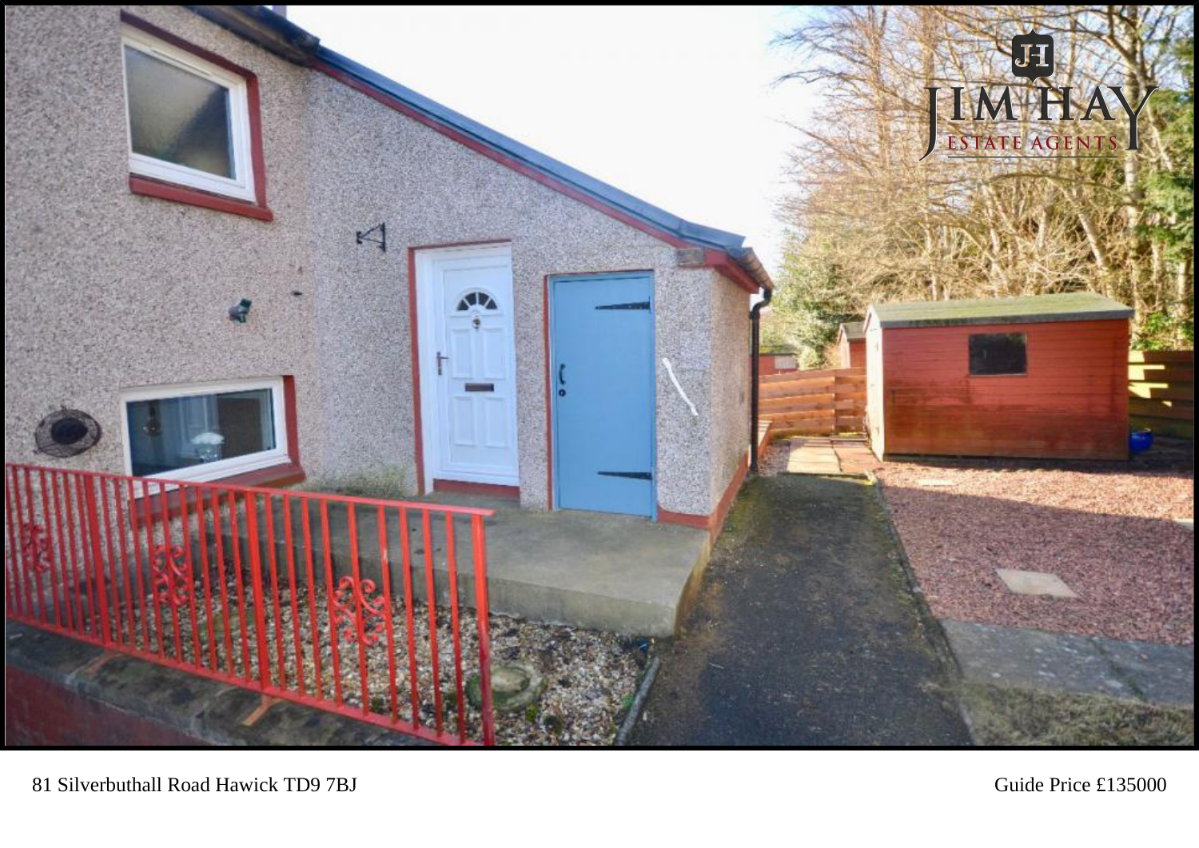81 Silverbuthall Road Hawick TD9 7BJ

Guide Price £135000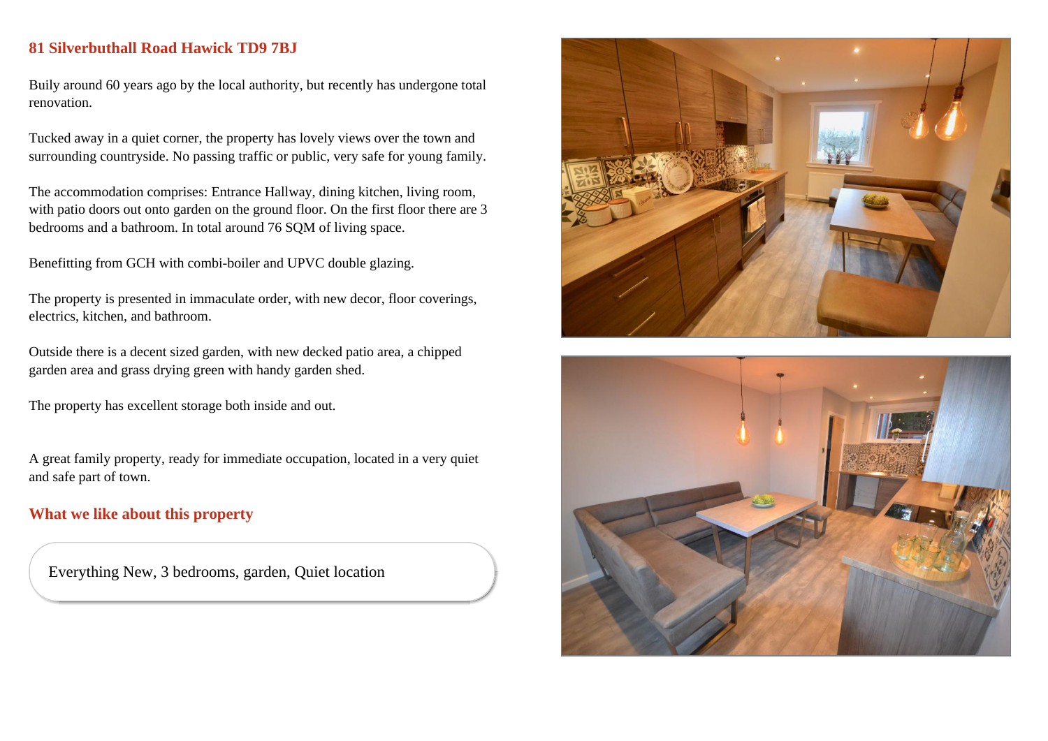## 81 Silverbuthall Road Hawick TD9 7BJ

Buily around 60 years ago by the local authority, but recently has undergone total renovation.

Tucked away in a quiet corner, the property has lovely views over the town and surrounding countryside. No passing traffic or public, very safe for young family.

The accommodation comprises: Entrance Hallway, dining kitchen, living room, with patio doors out onto garden on the ground floor. On the first floor there are 3 bedrooms and a bathroom. In total around 76 SQM of living space.

Benefitting from GCH with combi-boiler and UPVC double glazing.

The property is presented in immaculate order, with new decor, floor coverings, electrics, kitchen, and bathroom.

Outside there is a decent sized garden, with new decked patio area, a chipped garden area and grass drying green with handy garden shed.

The property has excellent storage both inside and out.

A great family property, ready for immediate occupation, located in a very quiet and safe part of town.

## What we like about this property

Everything New, 3 bedrooms, garden, Quiet location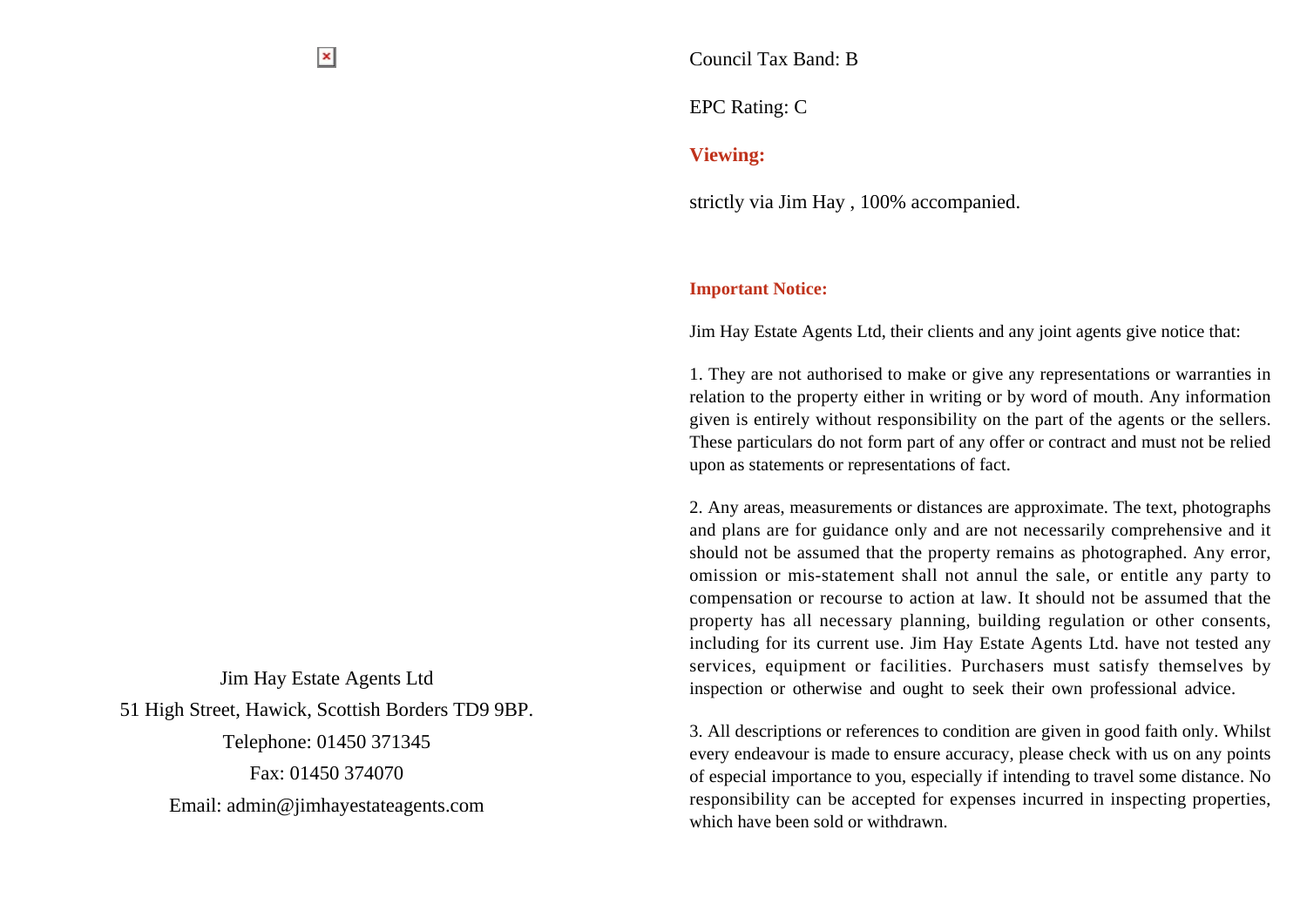Jim Hay Estate Agents Ltd

51 High Street, Hawick, Scottish Borders TD9 9BP.

Telephone: 01450 371345

Fax: 01450 374070

Email: admin@jimhayestateagents.com

Council Tax Band: B

EPC Rating: C

**Viewing:**

strictly via Jim Hay , 100% accompanied.

**Important Notice:**

Jim Hay Estate Agents Ltd, their clients and any joint agents give notice that:

1. They are not authorised to make or give any representations or warranties in relation to the property either in writing or by word of mouth. Any information given is entirely without responsibility on the part of the agents or the sellers. These particulars do not form part of any offer or contract and must not be relied upon as statements or representations of fact.

2. Any areas, measurements or distances are approximate. The text, photographs and plans are for guidance only and are not necessarily comprehensive and it should not be assumed that the property remains as photographed. Any error, omission or mis-statement shall not annul the sale, or entitle any party to compensation or recourse to action at law. It should not be assumed that the property has all necessary planning, building regulation or other consents, including for its current use. Jim Hay Estate Agents Ltd. have not tested any services, equipment or facilities. Purchasers must satisfy themselves by inspection or otherwise and ought to seek their own professional advice.

3. All descriptions or references to condition are given in good faith only. Whilst every endeavour is made to ensure accuracy, please check with us on any points of especial importance to you, especially if intending to travel some distance. No responsibility can be accepted for expenses incurred in inspecting properties, which have been sold or withdrawn.